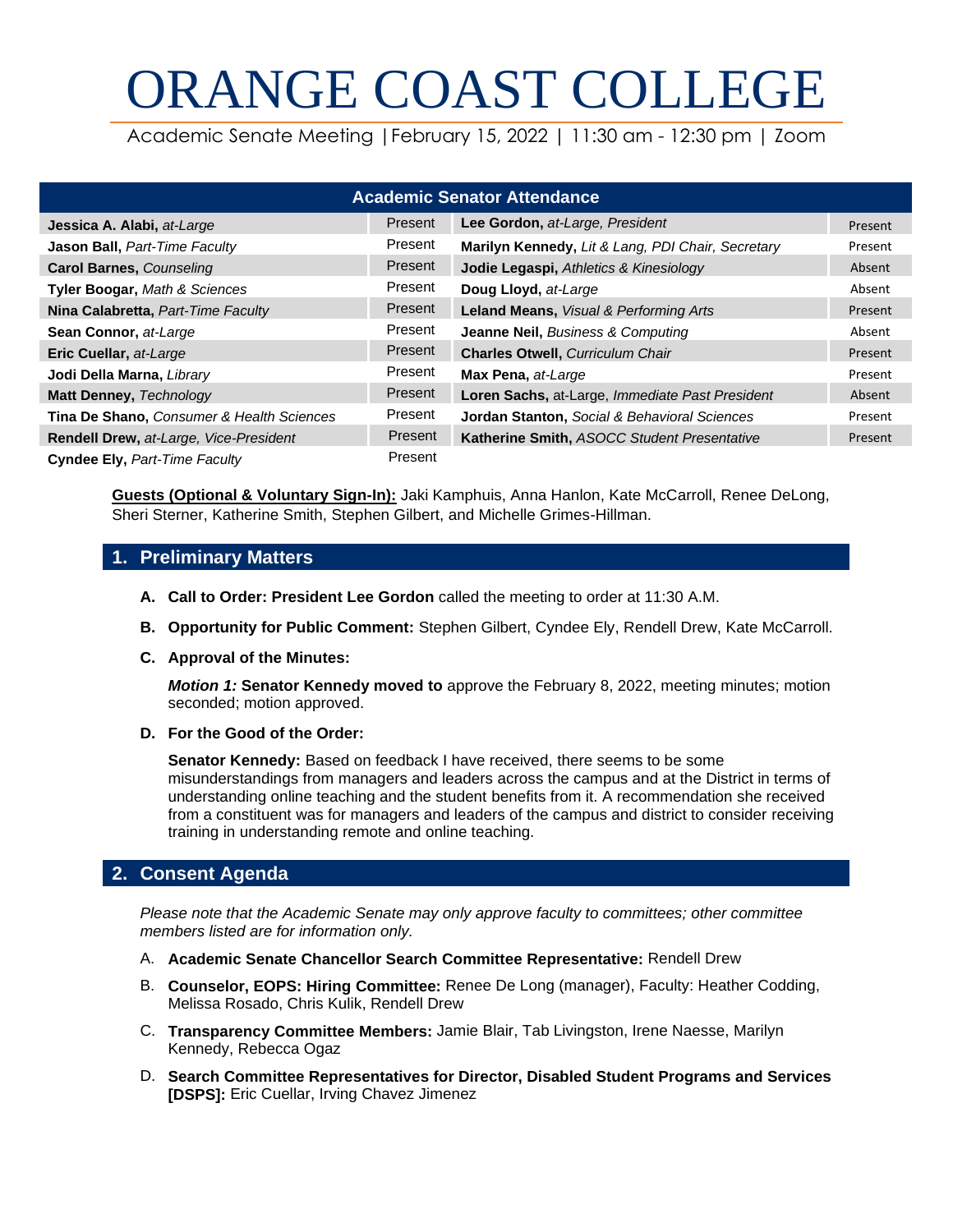# ORANGE COAST COLLEGE

Academic Senate Meeting | February 15, 2022 | 11:30 am - 12:30 pm | Zoom

| Academic Senator Attendance | | | |
|---|---|---|---|
| **Jessica A. Alabi,** *at-Large* | Present | **Lee Gordon,** *at-Large, President* | Present |
| **Jason Ball,** *Part-Time Faculty* | Present | **Marilyn Kennedy,** *Lit & Lang, PDI Chair, Secretary* | Present |
| **Carol Barnes,** *Counseling* | Present | **Jodie Legaspi,** *Athletics & Kinesiology* | Absent |
| **Tyler Boogar,** *Math & Sciences* | Present | **Doug Lloyd,** *at-Large* | Absent |
| **Nina Calabretta,** *Part-Time Faculty* | Present | **Leland Means,** *Visual & Performing Arts* | Present |
| **Sean Connor,** *at-Large* | Present | **Jeanne Neil,** *Business & Computing* | Absent |
| **Eric Cuellar,** *at-Large* | Present | **Charles Otwell,** *Curriculum Chair* | Present |
| **Jodi Della Marna,** *Library* | Present | **Max Pena,** *at-Large* | Present |
| **Matt Denney,** *Technology* | Present | **Loren Sachs,** at-Large, *Immediate Past President* | Absent |
| **Tina De Shano,** *Consumer & Health Sciences* | Present | **Jordan Stanton,** *Social & Behavioral Sciences* | Present |
| **Rendell Drew,** *at-Large, Vice-President* | Present | **Katherine Smith,** *ASOCC Student Presentative* | Present |
| **Cyndee Ely,** *Part-Time Faculty* | Present | | |

**Guests (Optional & Voluntary Sign-In):** Jaki Kamphuis, Anna Hanlon, Kate McCarroll, Renee DeLong, Sheri Sterner, Katherine Smith, Stephen Gilbert, and Michelle Grimes-Hillman.

## 1. Preliminary Matters

**A. Call to Order: President Lee Gordon** called the meeting to order at 11:30 A.M.

**B. Opportunity for Public Comment:** Stephen Gilbert, Cyndee Ely, Rendell Drew, Kate McCarroll.

**C. Approval of the Minutes:**

***Motion 1:*** **Senator Kennedy moved to** approve the February 8, 2022, meeting minutes; motion seconded; motion approved.

**D. For the Good of the Order:**

**Senator Kennedy:** Based on feedback I have received, there seems to be some misunderstandings from managers and leaders across the campus and at the District in terms of understanding online teaching and the student benefits from it. A recommendation she received from a constituent was for managers and leaders of the campus and district to consider receiving training in understanding remote and online teaching.

## 2. Consent Agenda

*Please note that the Academic Senate may only approve faculty to committees; other committee members listed are for information only.*

A. **Academic Senate Chancellor Search Committee Representative:** Rendell Drew

B. **Counselor, EOPS: Hiring Committee:** Renee De Long (manager), Faculty: Heather Codding, Melissa Rosado, Chris Kulik, Rendell Drew

C. **Transparency Committee Members:** Jamie Blair, Tab Livingston, Irene Naesse, Marilyn Kennedy, Rebecca Ogaz

D. **Search Committee Representatives for Director, Disabled Student Programs and Services [DSPS]:** Eric Cuellar, Irving Chavez Jimenez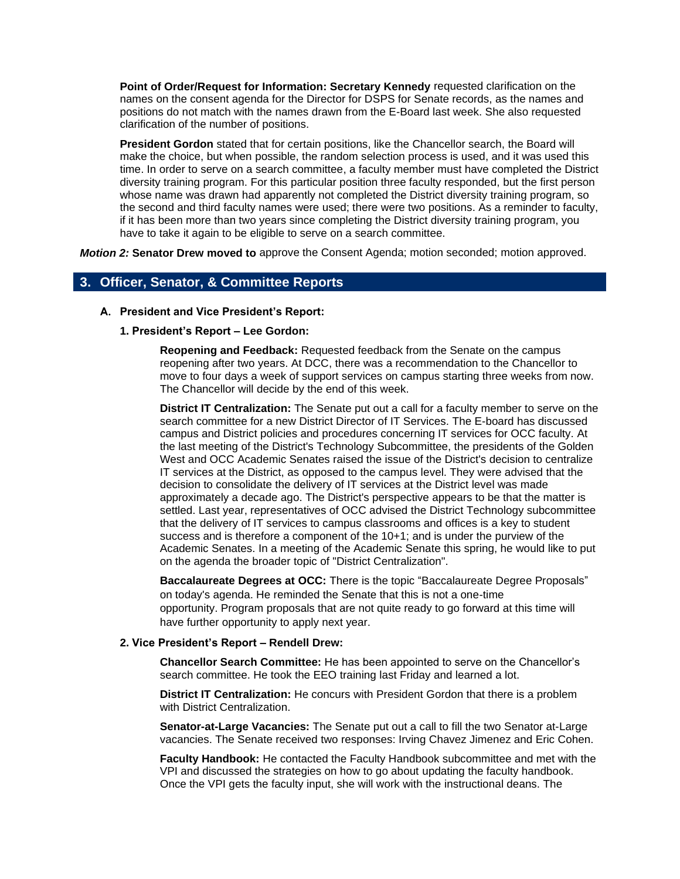**Point of Order/Request for Information: Secretary Kennedy** requested clarification on the names on the consent agenda for the Director for DSPS for Senate records, as the names and positions do not match with the names drawn from the E-Board last week. She also requested clarification of the number of positions.

**President Gordon** stated that for certain positions, like the Chancellor search, the Board will make the choice, but when possible, the random selection process is used, and it was used this time. In order to serve on a search committee, a faculty member must have completed the District diversity training program. For this particular position three faculty responded, but the first person whose name was drawn had apparently not completed the District diversity training program, so the second and third faculty names were used; there were two positions. As a reminder to faculty, if it has been more than two years since completing the District diversity training program, you have to take it again to be eligible to serve on a search committee.

***Motion 2:* Senator Drew moved to** approve the Consent Agenda; motion seconded; motion approved.

## 3. Officer, Senator, & Committee Reports

### A. President and Vice President's Report:

#### 1. President's Report – Lee Gordon:

**Reopening and Feedback:** Requested feedback from the Senate on the campus reopening after two years. At DCC, there was a recommendation to the Chancellor to move to four days a week of support services on campus starting three weeks from now. The Chancellor will decide by the end of this week.

**District IT Centralization:** The Senate put out a call for a faculty member to serve on the search committee for a new District Director of IT Services. The E-board has discussed campus and District policies and procedures concerning IT services for OCC faculty. At the last meeting of the District's Technology Subcommittee, the presidents of the Golden West and OCC Academic Senates raised the issue of the District's decision to centralize IT services at the District, as opposed to the campus level. They were advised that the decision to consolidate the delivery of IT services at the District level was made approximately a decade ago. The District's perspective appears to be that the matter is settled. Last year, representatives of OCC advised the District Technology subcommittee that the delivery of IT services to campus classrooms and offices is a key to student success and is therefore a component of the 10+1; and is under the purview of the Academic Senates. In a meeting of the Academic Senate this spring, he would like to put on the agenda the broader topic of "District Centralization".

**Baccalaureate Degrees at OCC:** There is the topic "Baccalaureate Degree Proposals" on today's agenda. He reminded the Senate that this is not a one-time opportunity. Program proposals that are not quite ready to go forward at this time will have further opportunity to apply next year.

#### 2. Vice President's Report – Rendell Drew:

**Chancellor Search Committee:** He has been appointed to serve on the Chancellor's search committee. He took the EEO training last Friday and learned a lot.

**District IT Centralization:** He concurs with President Gordon that there is a problem with District Centralization.

**Senator-at-Large Vacancies:** The Senate put out a call to fill the two Senator at-Large vacancies. The Senate received two responses: Irving Chavez Jimenez and Eric Cohen.

**Faculty Handbook:** He contacted the Faculty Handbook subcommittee and met with the VPI and discussed the strategies on how to go about updating the faculty handbook. Once the VPI gets the faculty input, she will work with the instructional deans. The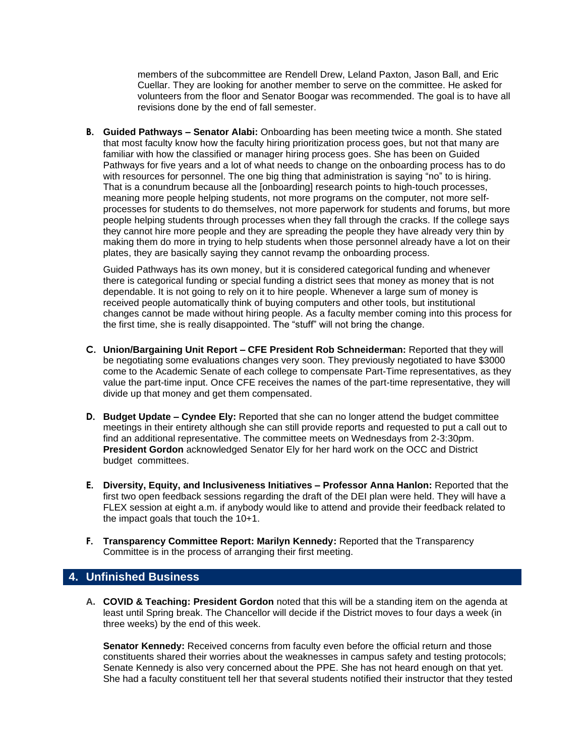members of the subcommittee are Rendell Drew, Leland Paxton, Jason Ball, and Eric Cuellar. They are looking for another member to serve on the committee. He asked for volunteers from the floor and Senator Boogar was recommended. The goal is to have all revisions done by the end of fall semester.

**B. Guided Pathways – Senator Alabi:** Onboarding has been meeting twice a month. She stated that most faculty know how the faculty hiring prioritization process goes, but not that many are familiar with how the classified or manager hiring process goes. She has been on Guided Pathways for five years and a lot of what needs to change on the onboarding process has to do with resources for personnel. The one big thing that administration is saying "no" to is hiring. That is a conundrum because all the [onboarding] research points to high-touch processes, meaning more people helping students, not more programs on the computer, not more self-processes for students to do themselves, not more paperwork for students and forums, but more people helping students through processes when they fall through the cracks. If the college says they cannot hire more people and they are spreading the people they have already very thin by making them do more in trying to help students when those personnel already have a lot on their plates, they are basically saying they cannot revamp the onboarding process.

Guided Pathways has its own money, but it is considered categorical funding and whenever there is categorical funding or special funding a district sees that money as money that is not dependable. It is not going to rely on it to hire people. Whenever a large sum of money is received people automatically think of buying computers and other tools, but institutional changes cannot be made without hiring people. As a faculty member coming into this process for the first time, she is really disappointed. The "stuff" will not bring the change.

**C. Union/Bargaining Unit Report – CFE President Rob Schneiderman:** Reported that they will be negotiating some evaluations changes very soon. They previously negotiated to have $3000 come to the Academic Senate of each college to compensate Part-Time representatives, as they value the part-time input. Once CFE receives the names of the part-time representative, they will divide up that money and get them compensated.

**D. Budget Update – Cyndee Ely:** Reported that she can no longer attend the budget committee meetings in their entirety although she can still provide reports and requested to put a call out to find an additional representative. The committee meets on Wednesdays from 2-3:30pm. **President Gordon** acknowledged Senator Ely for her hard work on the OCC and District budget committees.

**E. Diversity, Equity, and Inclusiveness Initiatives – Professor Anna Hanlon:** Reported that the first two open feedback sessions regarding the draft of the DEI plan were held. They will have a FLEX session at eight a.m. if anybody would like to attend and provide their feedback related to the impact goals that touch the 10+1.

**F. Transparency Committee Report: Marilyn Kennedy:** Reported that the Transparency Committee is in the process of arranging their first meeting.

## 4. Unfinished Business

**A. COVID & Teaching: President Gordon** noted that this will be a standing item on the agenda at least until Spring break. The Chancellor will decide if the District moves to four days a week (in three weeks) by the end of this week.

**Senator Kennedy:** Received concerns from faculty even before the official return and those constituents shared their worries about the weaknesses in campus safety and testing protocols; Senate Kennedy is also very concerned about the PPE. She has not heard enough on that yet. She had a faculty constituent tell her that several students notified their instructor that they tested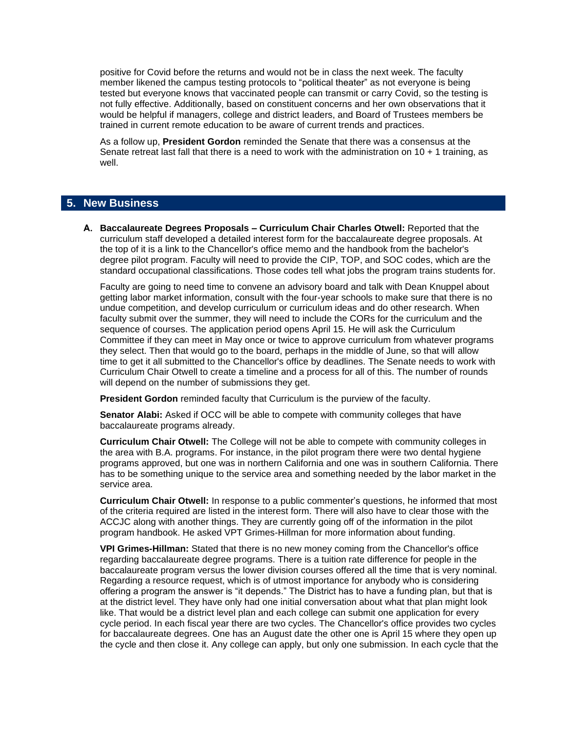positive for Covid before the returns and would not be in class the next week. The faculty member likened the campus testing protocols to "political theater" as not everyone is being tested but everyone knows that vaccinated people can transmit or carry Covid, so the testing is not fully effective. Additionally, based on constituent concerns and her own observations that it would be helpful if managers, college and district leaders, and Board of Trustees members be trained in current remote education to be aware of current trends and practices.

As a follow up, **President Gordon** reminded the Senate that there was a consensus at the Senate retreat last fall that there is a need to work with the administration on 10 + 1 training, as well.

## 5. New Business

**A. Baccalaureate Degrees Proposals – Curriculum Chair Charles Otwell:** Reported that the curriculum staff developed a detailed interest form for the baccalaureate degree proposals. At the top of it is a link to the Chancellor's office memo and the handbook from the bachelor's degree pilot program. Faculty will need to provide the CIP, TOP, and SOC codes, which are the standard occupational classifications. Those codes tell what jobs the program trains students for.

Faculty are going to need time to convene an advisory board and talk with Dean Knuppel about getting labor market information, consult with the four-year schools to make sure that there is no undue competition, and develop curriculum or curriculum ideas and do other research. When faculty submit over the summer, they will need to include the CORs for the curriculum and the sequence of courses. The application period opens April 15. He will ask the Curriculum Committee if they can meet in May once or twice to approve curriculum from whatever programs they select. Then that would go to the board, perhaps in the middle of June, so that will allow time to get it all submitted to the Chancellor's office by deadlines. The Senate needs to work with Curriculum Chair Otwell to create a timeline and a process for all of this. The number of rounds will depend on the number of submissions they get.

**President Gordon** reminded faculty that Curriculum is the purview of the faculty.

**Senator Alabi:** Asked if OCC will be able to compete with community colleges that have baccalaureate programs already.

**Curriculum Chair Otwell:** The College will not be able to compete with community colleges in the area with B.A. programs. For instance, in the pilot program there were two dental hygiene programs approved, but one was in northern California and one was in southern California. There has to be something unique to the service area and something needed by the labor market in the service area.

**Curriculum Chair Otwell:** In response to a public commenter's questions, he informed that most of the criteria required are listed in the interest form. There will also have to clear those with the ACCJC along with another things. They are currently going off of the information in the pilot program handbook. He asked VPT Grimes-Hillman for more information about funding.

**VPI Grimes-Hillman:** Stated that there is no new money coming from the Chancellor's office regarding baccalaureate degree programs. There is a tuition rate difference for people in the baccalaureate program versus the lower division courses offered all the time that is very nominal. Regarding a resource request, which is of utmost importance for anybody who is considering offering a program the answer is "it depends." The District has to have a funding plan, but that is at the district level. They have only had one initial conversation about what that plan might look like. That would be a district level plan and each college can submit one application for every cycle period. In each fiscal year there are two cycles. The Chancellor's office provides two cycles for baccalaureate degrees. One has an August date the other one is April 15 where they open up the cycle and then close it. Any college can apply, but only one submission. In each cycle that the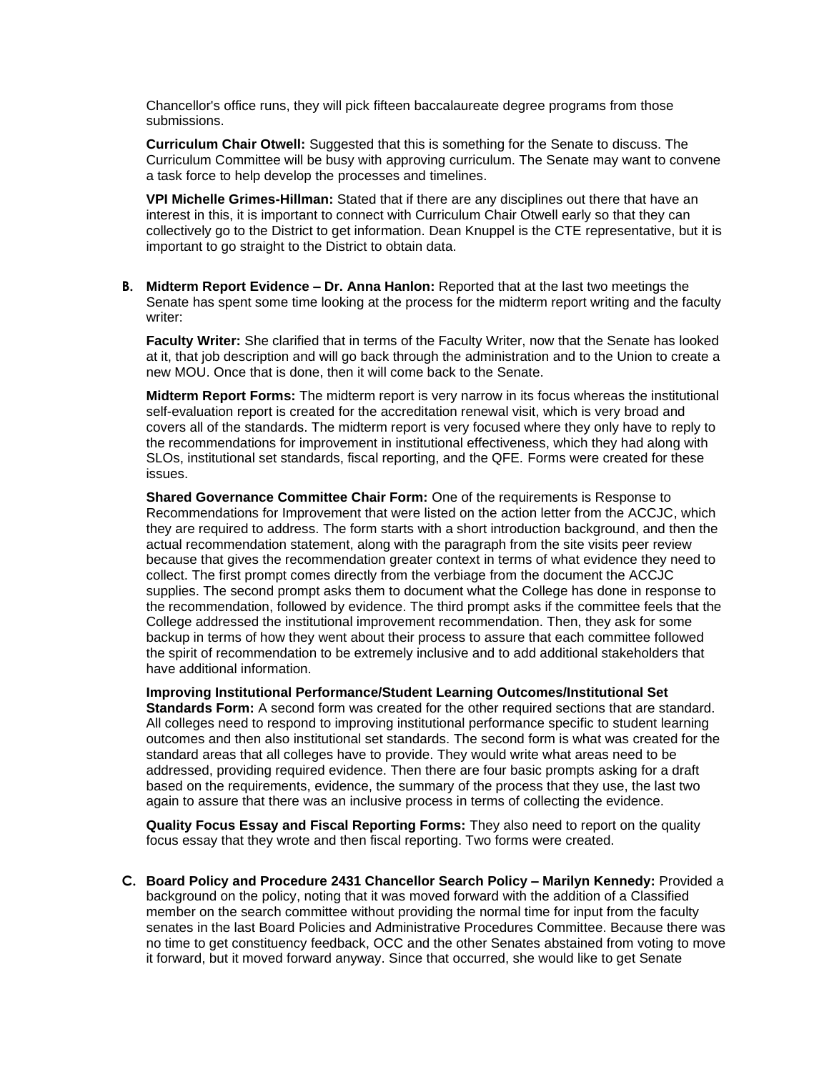Chancellor's office runs, they will pick fifteen baccalaureate degree programs from those submissions.

**Curriculum Chair Otwell:** Suggested that this is something for the Senate to discuss. The Curriculum Committee will be busy with approving curriculum. The Senate may want to convene a task force to help develop the processes and timelines.

**VPI Michelle Grimes-Hillman:** Stated that if there are any disciplines out there that have an interest in this, it is important to connect with Curriculum Chair Otwell early so that they can collectively go to the District to get information. Dean Knuppel is the CTE representative, but it is important to go straight to the District to obtain data.

**B. Midterm Report Evidence – Dr. Anna Hanlon:** Reported that at the last two meetings the Senate has spent some time looking at the process for the midterm report writing and the faculty writer:

**Faculty Writer:** She clarified that in terms of the Faculty Writer, now that the Senate has looked at it, that job description and will go back through the administration and to the Union to create a new MOU. Once that is done, then it will come back to the Senate.

**Midterm Report Forms:** The midterm report is very narrow in its focus whereas the institutional self-evaluation report is created for the accreditation renewal visit, which is very broad and covers all of the standards. The midterm report is very focused where they only have to reply to the recommendations for improvement in institutional effectiveness, which they had along with SLOs, institutional set standards, fiscal reporting, and the QFE. Forms were created for these issues.

**Shared Governance Committee Chair Form:** One of the requirements is Response to Recommendations for Improvement that were listed on the action letter from the ACCJC, which they are required to address. The form starts with a short introduction background, and then the actual recommendation statement, along with the paragraph from the site visits peer review because that gives the recommendation greater context in terms of what evidence they need to collect. The first prompt comes directly from the verbiage from the document the ACCJC supplies. The second prompt asks them to document what the College has done in response to the recommendation, followed by evidence. The third prompt asks if the committee feels that the College addressed the institutional improvement recommendation. Then, they ask for some backup in terms of how they went about their process to assure that each committee followed the spirit of recommendation to be extremely inclusive and to add additional stakeholders that have additional information.

**Improving Institutional Performance/Student Learning Outcomes/Institutional Set Standards Form:** A second form was created for the other required sections that are standard. All colleges need to respond to improving institutional performance specific to student learning outcomes and then also institutional set standards. The second form is what was created for the standard areas that all colleges have to provide. They would write what areas need to be addressed, providing required evidence. Then there are four basic prompts asking for a draft based on the requirements, evidence, the summary of the process that they use, the last two again to assure that there was an inclusive process in terms of collecting the evidence.

**Quality Focus Essay and Fiscal Reporting Forms:** They also need to report on the quality focus essay that they wrote and then fiscal reporting. Two forms were created.

**C. Board Policy and Procedure 2431 Chancellor Search Policy – Marilyn Kennedy:** Provided a background on the policy, noting that it was moved forward with the addition of a Classified member on the search committee without providing the normal time for input from the faculty senates in the last Board Policies and Administrative Procedures Committee. Because there was no time to get constituency feedback, OCC and the other Senates abstained from voting to move it forward, but it moved forward anyway. Since that occurred, she would like to get Senate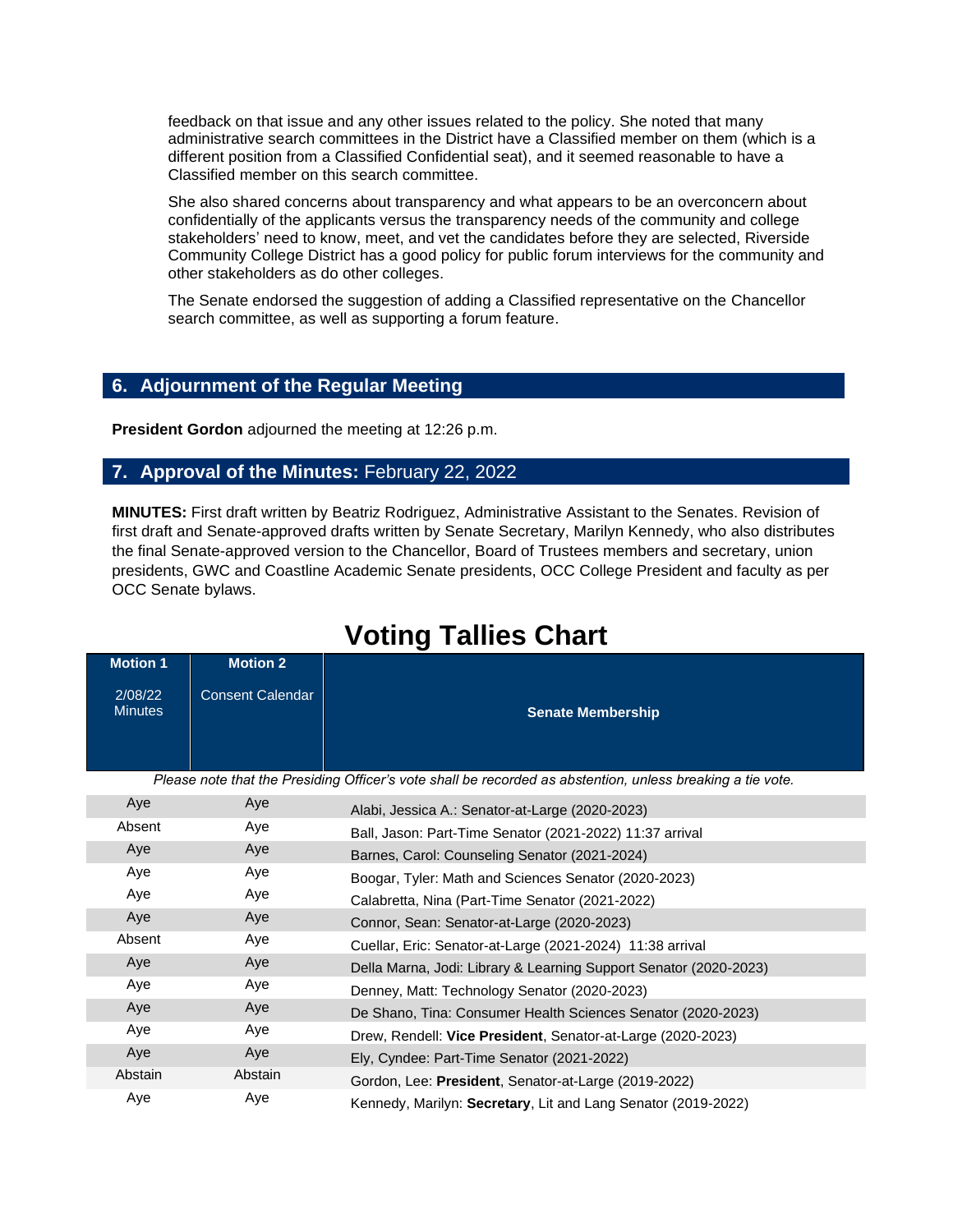feedback on that issue and any other issues related to the policy. She noted that many administrative search committees in the District have a Classified member on them (which is a different position from a Classified Confidential seat), and it seemed reasonable to have a Classified member on this search committee.

She also shared concerns about transparency and what appears to be an overconcern about confidentially of the applicants versus the transparency needs of the community and college stakeholders' need to know, meet, and vet the candidates before they are selected, Riverside Community College District has a good policy for public forum interviews for the community and other stakeholders as do other colleges.

The Senate endorsed the suggestion of adding a Classified representative on the Chancellor search committee, as well as supporting a forum feature.

## 6. Adjournment of the Regular Meeting

**President Gordon** adjourned the meeting at 12:26 p.m.

## 7. Approval of the Minutes: February 22, 2022

**MINUTES:** First draft written by Beatriz Rodriguez, Administrative Assistant to the Senates. Revision of first draft and Senate-approved drafts written by Senate Secretary, Marilyn Kennedy, who also distributes the final Senate-approved version to the Chancellor, Board of Trustees members and secretary, union presidents, GWC and Coastline Academic Senate presidents, OCC College President and faculty as per OCC Senate bylaws.

# Voting Tallies Chart

| **Motion 1** 2/08/22 Minutes | **Motion 2** Consent Calendar | **Senate Membership** |
|---|---|---|
| *Please note that the Presiding Officer's vote shall be recorded as abstention, unless breaking a tie vote.* | | |
| Aye | Aye | Alabi, Jessica A.: Senator-at-Large (2020-2023) |
| Absent | Aye | Ball, Jason: Part-Time Senator (2021-2022) 11:37 arrival |
| Aye | Aye | Barnes, Carol: Counseling Senator (2021-2024) |
| Aye | Aye | Boogar, Tyler: Math and Sciences Senator (2020-2023) |
| Aye | Aye | Calabretta, Nina (Part-Time Senator (2021-2022) |
| Aye | Aye | Connor, Sean: Senator-at-Large (2020-2023) |
| Absent | Aye | Cuellar, Eric: Senator-at-Large (2021-2024) 11:38 arrival |
| Aye | Aye | Della Marna, Jodi: Library & Learning Support Senator (2020-2023) |
| Aye | Aye | Denney, Matt: Technology Senator (2020-2023) |
| Aye | Aye | De Shano, Tina: Consumer Health Sciences Senator (2020-2023) |
| Aye | Aye | Drew, Rendell: **Vice President**, Senator-at-Large (2020-2023) |
| Aye | Aye | Ely, Cyndee: Part-Time Senator (2021-2022) |
| Abstain | Abstain | Gordon, Lee: **President**, Senator-at-Large (2019-2022) |
| Aye | Aye | Kennedy, Marilyn: **Secretary**, Lit and Lang Senator (2019-2022) |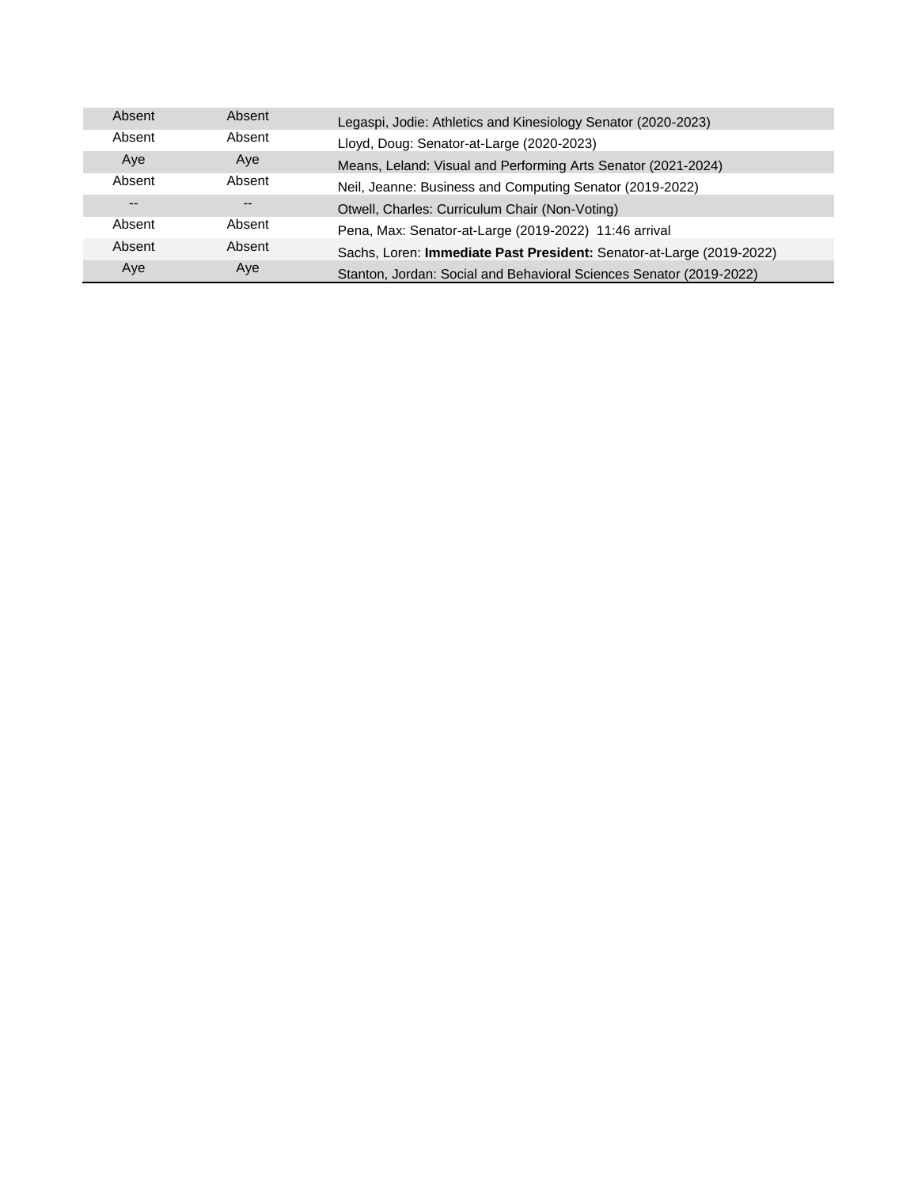| | | |
|---|---|---|
| Absent | Absent | Legaspi, Jodie: Athletics and Kinesiology Senator (2020-2023) |
| Absent | Absent | Lloyd, Doug: Senator-at-Large (2020-2023) |
| Aye | Aye | Means, Leland: Visual and Performing Arts Senator (2021-2024) |
| Absent | Absent | Neil, Jeanne: Business and Computing Senator (2019-2022) |
| -- | -- | Otwell, Charles: Curriculum Chair (Non-Voting) |
| Absent | Absent | Pena, Max: Senator-at-Large (2019-2022) 11:46 arrival |
| Absent | Absent | Sachs, Loren: **Immediate Past President:** Senator-at-Large (2019-2022) |
| Aye | Aye | Stanton, Jordan: Social and Behavioral Sciences Senator (2019-2022) |